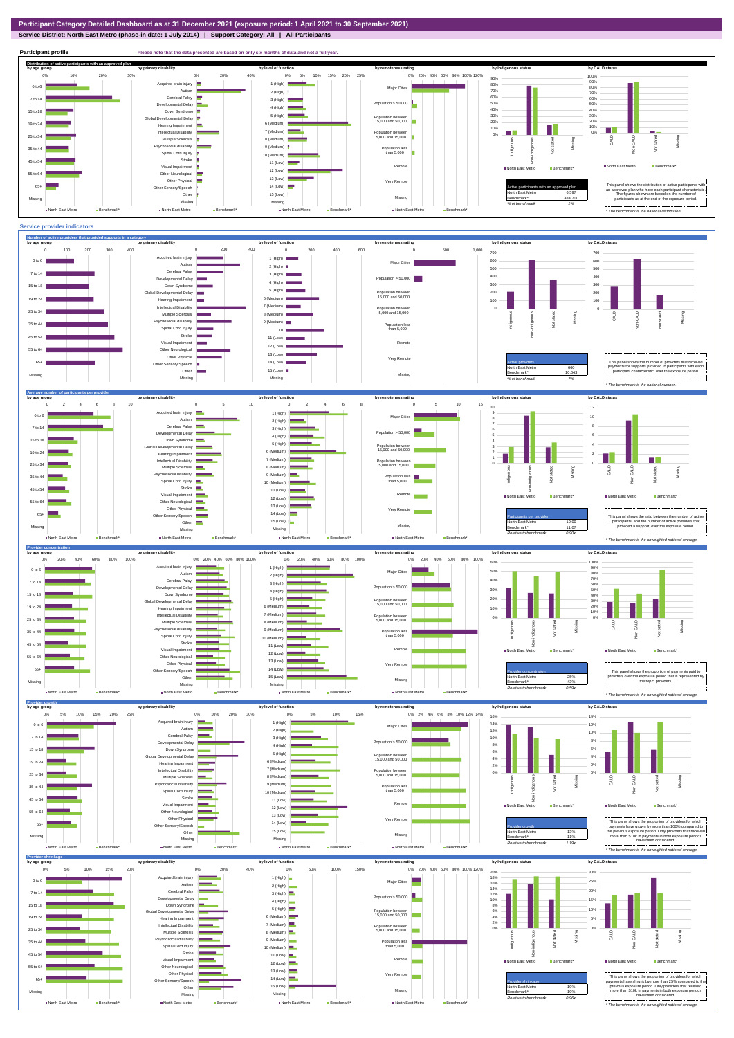# Participant Category Detailed Dashboard as at 31 December 2021 (exposure period: 1 April 2021 to 30 September 2021)

**Service District: North East Metro (phase-in date: 1 July 2014) | Support Category: All | All Participants**

## Participant profile

Please note that the data presented are based on only six months of data and not a full year.

### Distribution of active participants with an approved plan

| Active participants with an approved plan | |
|---|---|
| North East Metro | 6,597 |
| Benchmark* | 484,700 |
| *% of benchmark* | *1%* |

This panel shows the distribution of active participants with an approved plan who have each participant characteristic. The figures shown are based on the number of participants as at the end of the exposure period.

* The benchmark is the national distribution.

## Service provider indicators

### Number of active providers that provided supports in a category

| Active providers | |
|---|---|
| North East Metro | 680 |
| Benchmark* | 10,043 |
| *% of benchmark* | *7%* |

This panel shows the number of providers that received payments for supports provided to participants with each participant characteristic, over the exposure period.

* The benchmark is the national number.

### Average number of participants per provider

| Participants per provider | |
|---|---|
| North East Metro | 10.00 |
| Benchmark* | 11.07 |
| *Relative to benchmark* | *0.90x* |

This panel shows the ratio between the number of active participants, and the number of active providers that provided a support, over the exposure period.

* The benchmark is the unweighted national average.

### Provider concentration

| Provider concentration | |
|---|---|
| North East Metro | 25% |
| Benchmark* | 43% |
| *Relative to benchmark* | *0.59x* |

This panel shows the proportion of payments paid to providers over the exposure period that is represented by the top 5 providers.

* The benchmark is the unweighted national average.

### Provider growth

| Provider growth | |
|---|---|
| North East Metro | 13% |
| Benchmark* | 11% |
| *Relative to benchmark* | *1.19x* |

This panel shows the proportion of providers for which payments have grown by more than 100% compared to the previous exposure period. Only providers that received more than $10k in payments in both exposure periods have been considered.

* The benchmark is the unweighted national average.

### Provider shrinkage

| Provider shrinkage | |
|---|---|
| North East Metro | 19% |
| Benchmark* | 19% |
| *Relative to benchmark* | *0.96x* |

This panel shows the proportion of providers for which payments have shrunk by more than 25% compared to the previous exposure period. Only providers that received more than $10k in payments in both exposure periods have been considered.

* The benchmark is the unweighted national average.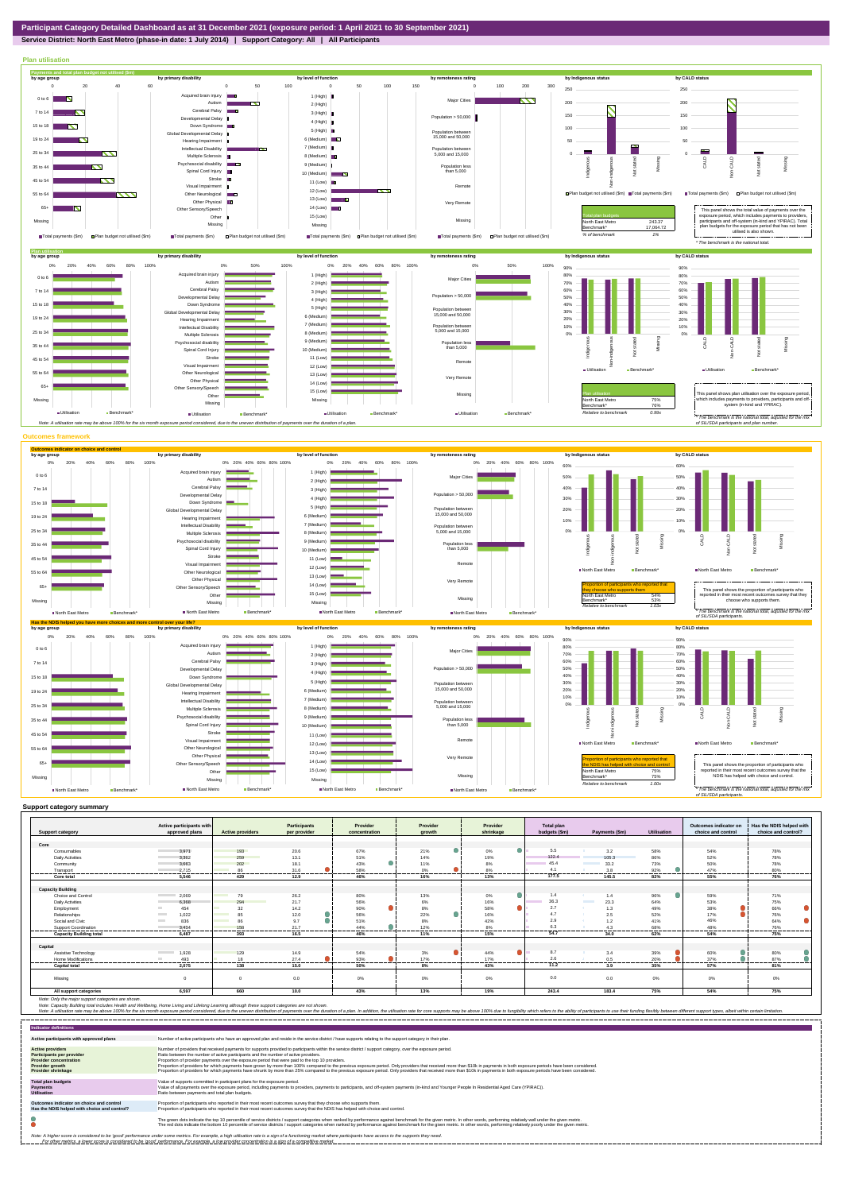# Participant Category Detailed Dashboard as at 31 December 2021 (exposure period: 1 April 2021 to 30 September 2021)

**Service District: North East Metro (phase-in date: 1 July 2014) | Support Category: All | All Participants**

## Plan utilisation

**Payments and total plan budget not utilised ($m)**

| Total plan budgets | |
|---|---|
| North East Metro | 243.37 |
| Benchmark* | 17,064.72 |
| % of benchmark | 1% |

This panel shows the total value of payments over the exposure period, which includes payments to providers, participants and off-system (in-kind and YPIRAC). Total plan budgets for the exposure period that has not been utilised is also shown.

* The benchmark is the national total.

**Plan utilisation**

| Plan utilisation | |
|---|---|
| North East Metro | 75% |
| Benchmark* | 76% |
| Relative to benchmark | 0.99x |

This panel shows plan utilisation over the exposure period, which includes payments to providers, participants and off-system (in-kind and YPIRAC).

* The benchmark is the national total, adjusted for the mix of SIL/SDA participants and plan number.

Note: A utilisation rate may be above 100% for the six month exposure period considered, due to the uneven distribution of payments over the duration of a plan.

## Outcomes framework

**Outcomes indicator on choice and control**

| Proportion of participants who reported that they choose who supports them | |
|---|---|
| North East Metro | 54% |
| Benchmark* | 53% |
| Relative to benchmark | 1.03x |

This panel shows the proportion of participants who reported in their most recent outcomes survey that they choose who supports them.

* The benchmark is the national total, adjusted for the mix of SIL/SDA participants.

**Has the NDIS helped you have more choices and more control over your life?**

| Proportion of participants who reported that the NDIS has helped with choice and control | |
|---|---|
| North East Metro | 75% |
| Benchmark* | 75% |
| Relative to benchmark | 1.00x |

This panel shows the proportion of participants who reported in their most recent outcomes survey that the NDIS has helped with choice and control.

* The benchmark is the national total, adjusted for the mix of SIL/SDA participants.

## Support category summary

| Support category | Active participants with approved plans | Active providers | Participants per provider | Provider concentration | Provider growth | Provider shrinkage | Total plan budgets ($m) | Payments ($m) | Utilisation | Outcomes indicator on choice and control | Has the NDIS helped with choice and control? |
|---|---|---|---|---|---|---|---|---|---|---|---|
| **Core** | | | | | | | | | | | |
| Consumables | 3,971 | 193 | 20.6 | 67% | 21% | 0% | 5.5 | 3.2 | 58% | 54% | 78% |
| Daily Activities | 3,362 | 259 | 13.1 | 51% | 14% | 19% | 122.4 | 105.3 | 86% | 52% | 78% |
| Community | 3,660 | 202 | 18.1 | 43% | 11% | 8% | 45.4 | 33.2 | 73% | 50% | 78% |
| Transport | 2,715 | 86 | 31.6 | 58% | 0% | 8% | 4.1 | 3.8 | 92% | 47% | 80% |
| **Core total** | **5,546** | **420** | **12.9** | **46%** | **16%** | **13%** | **177.5** | **145.5** | **82%** | **55%** | **76%** |
| **Capacity Building** | | | | | | | | | | | |
| Choice and Control | 2,069 | 79 | 26.2 | 80% | 13% | 0% | 1.4 | 1.4 | 96% | 59% | 71% |
| Daily Activities | 6,368 | 294 | 21.7 | 56% | 6% | 16% | 36.3 | 23.3 | 64% | 53% | 75% |
| Employment | 454 | 32 | 14.2 | 90% | 8% | 58% | 2.7 | 1.3 | 49% | 38% | 66% |
| Relationships | 1,022 | 85 | 12.0 | 56% | 22% | 16% | 4.7 | 2.5 | 52% | 17% | 76% |
| Social and Civic | 831 | 86 | 9.7 | 51% | 8% | 42% | 2.9 | 1.2 | 41% | 46% | 64% |
| Support Coordination | 3,454 | 158 | 21.7 | 44% | 12% | 8% | 6.3 | 4.3 | 68% | 48% | 76% |
| **Capacity Building total** | **6,487** | **393** | **16.5** | **46%** | **11%** | **15%** | **54.7** | **34.0** | **62%** | **54%** | **75%** |
| **Capital** | | | | | | | | | | | |
| Assistive Technology | 1,928 | 129 | 14.9 | 54% | 3% | 44% | 8.7 | 3.4 | 39% | 60% | 80% |
| Home Modifications | 493 | 18 | 27.4 | 93% | 17% | 17% | 2.6 | 0.5 | 20% | 37% | 87% |
| **Capital total** | **2,075** | **138** | **15.0** | **50%** | **8%** | **43%** | **11.2** | **3.9** | **35%** | **57%** | **81%** |
| Missing | 0 | 0 | 0.0 | 0% | 0% | 0% | 0.0 | 0.0 | 0% | 0% | 0% |
| **All support categories** | **6,597** | **660** | **10.0** | **43%** | **13%** | **19%** | **243.4** | **183.4** | **75%** | **54%** | **75%** |

Note: Only the major support categories are shown.

Note: Capacity Building total includes Health and Wellbeing, Home Living and Lifelong Learning although these support categories are not shown.

Note: A utilisation rate may be above 100% for the six month exposure period considered, due to the uneven distribution of payments over the duration of a plan. In addition, the utilisation rate for core supports may be above 100% due to fungibility which refers to the ability of participants to use their funding flexibly between different support types, albeit within certain limitation.

## Indicator definitions

| Indicator | Definition |
|---|---|
| Active participants with approved plans | Number of active participants who have an approved plan and reside in the service district / have supports relating to the support category in their plan. |
| Active providers | Number of providers that received payments for supports provided to participants within the service district / support category, over the exposure period. |
| Participants per provider | Ratio between the number of active participants and the number of active providers. |
| Provider concentration | Proportion of provider payments over the exposure period that were paid to the top 10 providers. |
| Provider growth | Proportion of providers for which payments have grown by more than 100% compared to the previous exposure period. Only providers that received more than $10k in payments in both exposure periods have been considered. |
| Provider shrinkage | Proportion of providers for which payments have shrunk by more than 25% compared to the previous exposure period. Only providers that received more than $10k in payments in both exposure periods have been considered. |
| Total plan budgets | Value of supports committed in participant plans for the exposure period. |
| Payments | Value of all payments over the exposure period, including payments to providers, payments to participants, and off-system payments (in-kind and Younger People In Residential Aged Care (YPIRAC)). |
| Utilisation | Ratio between payments and total plan budgets. |
| Outcomes indicator on choice and control | Proportion of participants who reported in their most recent outcomes survey that they choose who supports them. |
| Has the NDIS helped with choice and control? | Proportion of participants who reported in their most recent outcomes survey that the NDIS has helped with choice and control. |

The green dots indicate the top 10 percentile of service districts / support categories when ranked by performance against benchmark for the given metric. In other words, performing relatively well under the given metric.

The red dots indicate the bottom 10 percentile of service districts / support categories when ranked by performance against benchmark for the given metric. In other words, performing relatively poorly under the given metric.

Note: A higher score is considered to be 'good' performance under some metrics. For example, a high utilisation rate is a sign of a functioning market where participants have access to the supports they need.
For other metrics, a lower score is considered to be 'good' performance. For example, a low provider concentration is a sign of a competitive market.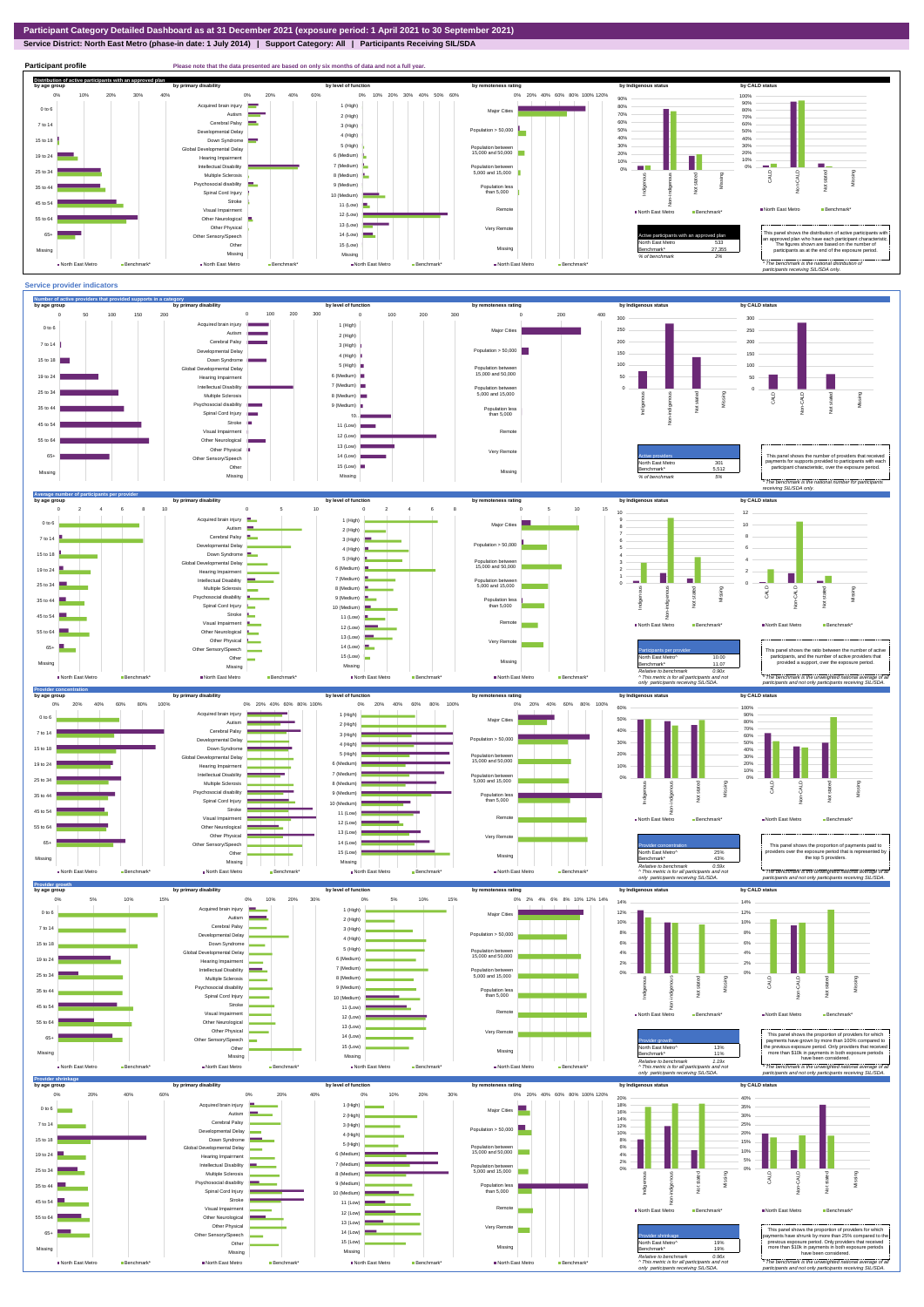# Participant Category Detailed Dashboard as at 31 December 2021 (exposure period: 1 April 2021 to 30 September 2021)

**Service District: North East Metro (phase-in date: 1 July 2014) | Support Category: All | Participants Receiving SIL/SDA**

## Participant profile

Please note that the data presented are based on only six months of data and not a full year.

### Distribution of active participants with an approved plan

| Active participants with an approved plan | |
|---|---|
| North East Metro | 533 |
| Benchmark* | 27,355 |
| % of benchmark | 2% |

This panel shows the distribution of active participants with an approved plan who have each participant characteristic. The figures shown are based on the number of participants as at the end of the exposure period.

*The benchmark is the national distribution of participants receiving SIL/SDA only.

## Service provider indicators

### Number of active providers that provided supports in a category

| Active providers | |
|---|---|
| North East Metro | 301 |
| Benchmark* | 5,512 |
| % of benchmark | 5% |

This panel shows the number of providers that received payments for supports provided to participants with each participant characteristic, over the exposure period.

*The benchmark is the national number for participants receiving SIL/SDA only.

### Average number of participants per provider

| Participants per provider | |
|---|---|
| North East Metro^ | 10.00 |
| Benchmark* | 11.07 |
| Relative to benchmark | 0.90x |

^ This metric is for all participants and not only participants receiving SIL/SDA.

This panel shows the ratio between the number of active participants and the number of active providers that provided a support, over the exposure period.

*The benchmark is the unweighted national average of all participants and not only participants receiving SIL/SDA.

### Provider concentration

| Provider concentration | |
|---|---|
| North East Metro^ | 25% |
| Benchmark* | 43% |
| Relative to benchmark | 0.58x |

^ This metric is for all participants and not only participants receiving SIL/SDA.

This panel shows the proportion of payments paid to providers over the exposure period that is represented by the top 5 providers.

*The benchmark is the unweighted national average of all participants and not only participants receiving SIL/SDA.

### Provider growth

| Provider growth | |
|---|---|
| North East Metro^ | 13% |
| Benchmark* | 11% |
| Relative to benchmark | 1.19x |

^ This metric is for all participants and not only participants receiving SIL/SDA.

This panel shows the proportion of providers for which payments have grown by more than 100% compared to the previous exposure period. Only providers that received more than $10k in payments in both exposure periods have been considered.

*The benchmark is the unweighted national average of all participants and not only participants receiving SIL/SDA.

### Provider shrinkage

| Provider shrinkage | |
|---|---|
| North East Metro^ | 19% |
| Benchmark* | 19% |
| Relative to benchmark | 0.96x |

^ This metric is for all participants and not only participants receiving SIL/SDA.

This panel shows the proportion of providers for which payments have shrunk by more than 25% compared to the previous exposure period. Only providers that received more than $10k in payments in both exposure periods have been considered.

*The benchmark is the unweighted national average of all participants and not only participants receiving SIL/SDA.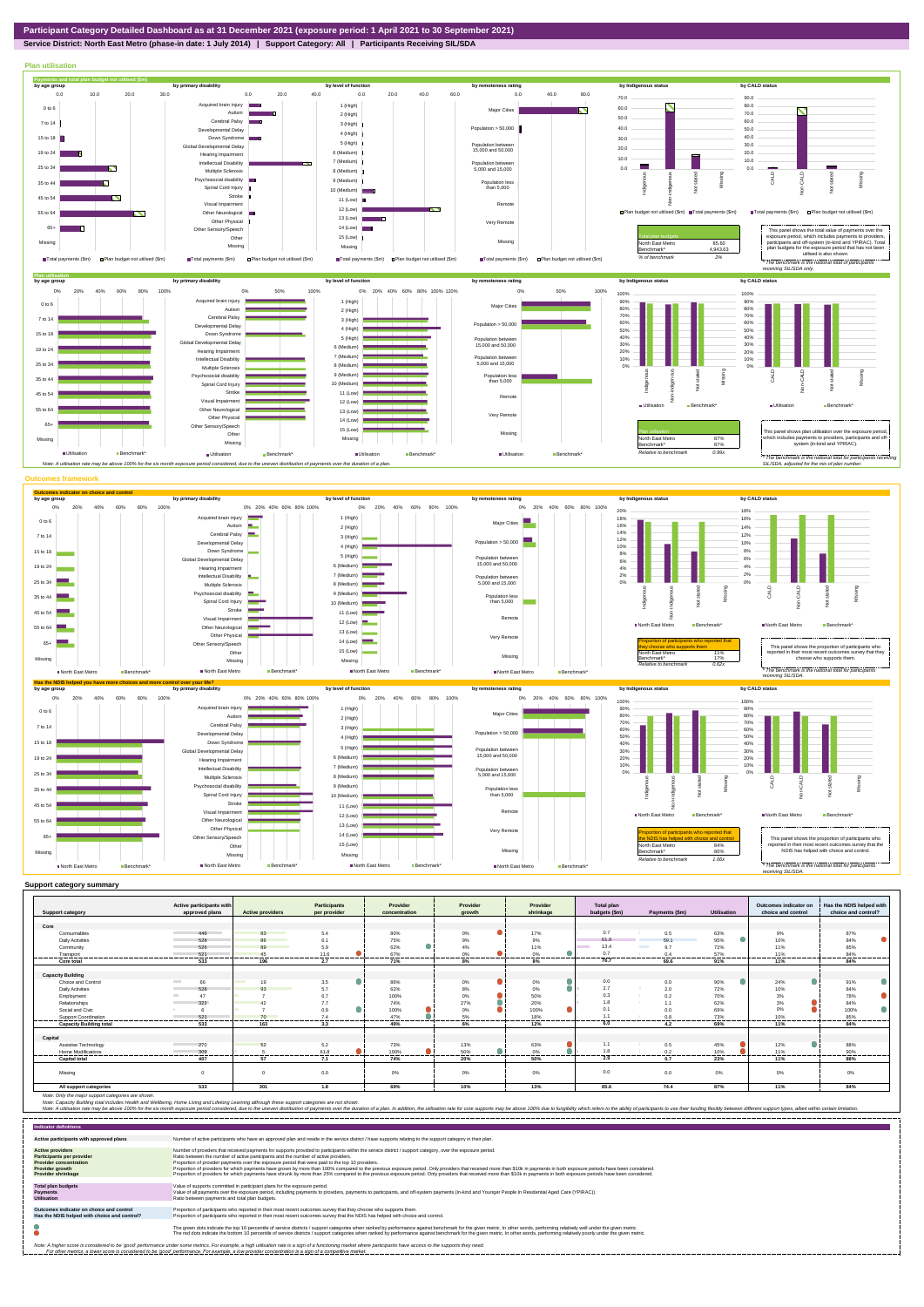# Participant Category Detailed Dashboard as at 31 December 2021 (exposure period: 1 April 2021 to 30 September 2021)

**Service District: North East Metro (phase-in date: 1 July 2014) | Support Category: All | Participants Receiving SIL/SDA**

## Plan utilisation

**Payments and total plan budget not utilised ($m)**

| Total plan budgets | |
|---|---|
| North East Metro | 85.60 |
| Benchmark* | 4,943.63 |
| % of benchmark | 2% |

This panel shows the total value of payments over the exposure period, which includes payments to providers, participants and off-system (in-kind and YPIRAC). Total plan budgets for the exposure period that has not been utilised is also shown.

*The benchmark is the national total for participants receiving SIL/SDA only.

**Plan utilisation**

| Plan utilisation | |
|---|---|
| North East Metro | 87% |
| Benchmark* | 87% |
| Relative to benchmark | 0.99x |

This panel shows plan utilisation over the exposure period, which includes payments to providers, participants and off-system (in-kind and YPIRAC).

*The benchmark is the national total for participants receiving SIL/SDA, adjusted for the mix of plan number.

Note: A utilisation rate may be above 100% for the six month exposure period considered, due to the uneven distribution of payments over the duration of a plan.

## Outcomes framework

**Outcomes indicator on choice and control**

| Proportion of participants who reported that they choose who supports them | |
|---|---|
| North East Metro | 11% |
| Benchmark* | 17% |
| Relative to benchmark | 0.62x |

This panel shows the proportion of participants who reported in their most recent outcomes survey that they choose who supports them.

*The benchmark is the national total for participants receiving SIL/SDA.

**Has the NDIS helped you have more choices and more control over your life?**

| Proportion of participants who reported that the NDIS has helped with choice and control | |
|---|---|
| North East Metro | 84% |
| Benchmark* | 80% |
| Relative to benchmark | 1.06x |

This panel shows the proportion of participants who reported in their most recent outcomes survey that the NDIS has helped with choice and control.

*The benchmark is the national total for participants receiving SIL/SDA.

## Support category summary

| Support category | Active participants with approved plans | Active providers | Participants per provider | Provider concentration | Provider growth | Provider shrinkage | Total plan budgets ($m) | Payments ($m) | Utilisation | Outcomes indicator on choice and control | Has the NDIS helped with choice and control? |
|---|---|---|---|---|---|---|---|---|---|---|---|
| **Core** | | | | | | | | | | | |
| Consumables | 446 | 83 | 5.4 | 80% | 0% | 17% | 0.7 | 0.5 | 63% | 9% | 87% |
| Daily Activities | 528 | 86 | 6.1 | 75% | 9% | 9% | 61.9 | 59.1 | 95% | 10% | 84% |
| Community | 526 | 89 | 5.9 | 62% | 4% | 11% | 13.4 | 9.7 | 72% | 11% | 85% |
| Transport | 521 | 45 | 11.6 | 67% | 0% | 0% | 0.7 | 0.4 | 57% | 11% | 84% |
| **Core total** | **533** | **196** | **2.7** | **71%** | **8%** | **8%** | **76.7** | **69.6** | **91%** | **11%** | **84%** |
| **Capacity Building** | | | | | | | | | | | |
| Choice and Control | 66 | 19 | 3.5 | 86% | 0% | 0% | 0.0 | 0.0 | 90% | 24% | 91% |
| Daily Activities | 528 | 93 | 5.7 | 62% | 8% | 0% | 2.7 | 2.0 | 72% | 10% | 84% |
| Employment | 47 | 7 | 6.7 | 100% | 0% | 50% | 0.3 | 0.2 | 70% | 3% | 78% |
| Relationships | 322 | 42 | 7.7 | 74% | 27% | 20% | 1.8 | 1.1 | 62% | 3% | 84% |
| Social and Civic | 6 | 7 | 0.9 | 100% | 0% | 100% | 0.1 | 0.0 | 69% | 0% | 100% |
| Support Coordination | 521 | 70 | 7.4 | 47% | 5% | 18% | 1.1 | 0.8 | 73% | 10% | 85% |
| **Capacity Building total** | **533** | **163** | **3.3** | **46%** | **6%** | **12%** | **6.0** | **4.2** | **69%** | **11%** | **84%** |
| **Capital** | | | | | | | | | | | |
| Assistive Technology | 270 | 52 | 5.2 | 73% | 13% | 63% | 1.1 | 0.5 | 45% | 12% | 88% |
| Home Modifications | 309 | 5 | 61.8 | 100% | 50% | 0% | 1.8 | 0.2 | 10% | 11% | 90% |
| **Capital total** | **407** | **57** | **7.1** | **74%** | **20%** | **50%** | **2.9** | **0.7** | **23%** | **11%** | **88%** |
| Missing | 0 | 0 | 0.0 | 0% | 0% | 0% | 0.0 | 0.0 | 0% | 0% | 0% |
| **All support categories** | **533** | **301** | **1.8** | **69%** | **10%** | **13%** | **85.6** | **74.4** | **87%** | **11%** | **84%** |

Note: Only the major support categories are shown.

Note: Capacity Building total includes Health and Wellbeing, Home Living and Lifelong Learning although these support categories are not shown.

Note: A utilisation rate may be above 100% for the six month exposure period considered, due to the uneven distribution of payments over the duration of a plan. In addition, the utilisation rate for core supports may be above 100% due to fungibility which refers to the ability of participants to use their funding flexibly between different support types, albeit within certain limitation.

## Indicator definitions

| Indicator | Definition |
|---|---|
| **Active participants with approved plans** | Number of active participants who have an approved plan and reside in the service district / have supports relating to the support category in their plan. |
| **Active providers** | Number of providers that received payments for supports provided to participants within the service district / support category, over the exposure period. |
| **Participants per provider** | Ratio between the number of active participants and the number of active providers. |
| **Provider concentration** | Proportion of provider payments over the exposure period that were paid to the top 10 providers. |
| **Provider growth** | Proportion of providers for which payments have grown by more than 100% compared to the previous exposure period. Only providers that received more than $10k in payments in both exposure periods have been considered. |
| **Provider shrinkage** | Proportion of providers for which payments have shrunk by more than 25% compared to the previous exposure period. Only providers that received more than $10k in payments in both exposure periods have been considered. |
| **Total plan budgets** | Value of supports committed in participant plans for the exposure period. |
| **Payments** | Value of all payments over the exposure period, including payments to providers, payments to participants, and off-system payments (in-kind and Younger People In Residential Aged Care (YPIRAC)). |
| **Utilisation** | Ratio between payments and total plan budgets. |
| **Outcomes indicator on choice and control** | Proportion of participants who reported in their most recent outcomes survey that they choose who supports them. |
| **Has the NDIS helped with choice and control?** | Proportion of participants who reported in their most recent outcomes survey that the NDIS has helped with choice and control. |

The green dots indicate the top 10 percentile of service districts / support categories when ranked by performance against benchmark for the given metric. In other words, performing relatively well under the given metric.

The red dots indicate the bottom 10 percentile of service districts / support categories when ranked by performance against benchmark for the given metric. In other words, performing relatively poorly under the given metric.

Note: A higher score is considered to be 'good' performance under some metrics. For example, a high utilisation rate is a sign of a functioning market where participants have access to the supports they need.
For other metrics, a lower score is considered to be 'good' performance. For example, a low provider concentration is a sign of a competitive market.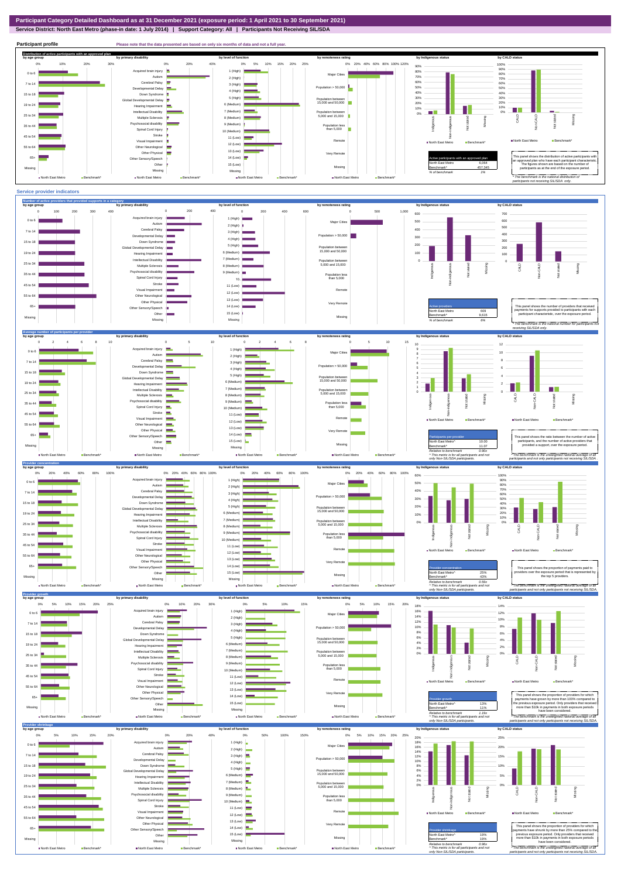# Participant Category Detailed Dashboard as at 31 December 2021 (exposure period: 1 April 2021 to 30 September 2021)

**Service District: North East Metro (phase-in date: 1 July 2014) | Support Category: All | Participants Not Receiving SIL/SDA**

## Participant profile

Please note that the data presented are based on only six months of data and not a full year.

### Distribution of active participants with an approved plan

| Active participants with an approved plan | |
|---|---|
| North East Metro | 6,064 |
| Benchmark* | 457,345 |
| % of benchmark | 1% |

This panel shows the distribution of active participants with an approved plan who have each participant characteristic. The figures shown are based on the number of participants as at the end of the exposure period.

*The benchmark is the national distribution of participants not receiving SIL/SDA only.

## Service provider indicators

### Number of active providers that provided supports in a category

| Active providers | |
|---|---|
| North East Metro | 609 |
| Benchmark* | 9,615 |
| % of benchmark | 6% |

This panel shows the number of providers that received payments for supports provided to participants with each participant characteristic, over the exposure period.

*The benchmark is the national number for participants not receiving SIL/SDA only.

### Average number of participants per provider

| Participants per provider | |
|---|---|
| North East Metro^ | 10.00 |
| Benchmark* | 11.07 |
| Relative to benchmark | 0.90x |

^ This metric is for all participants and not only Non-SIL/SDA participants.

This panel shows the ratio between the number of active participants, and the number of active providers that provided a support, over the exposure period.

*The benchmark is the unweighted national average of all participants and not only participants not receiving SIL/SDA.

### Provider concentration

| Provider concentration | |
|---|---|
| North East Metro^ | 25% |
| Benchmark* | 43% |
| Relative to benchmark | 0.58x |

^ This metric is for all participants and not only Non-SIL/SDA participants.

This panel shows the proportion of payments paid to providers over the exposure period that is represented by the top 5 providers.

*The benchmark is the unweighted national average of all participants and not only participants not receiving SIL/SDA.

### Provider growth

| Provider growth | |
|---|---|
| North East Metro^ | 13% |
| Benchmark* | 11% |
| Relative to benchmark | 1.19x |

^ This metric is for all participants and not only Non-SIL/SDA participants.

This panel shows the proportion of providers for which payments have grown by more than 100% compared to the previous exposure period. Only providers that received more than $10k in payments in both exposure periods have been considered.

*The benchmark is the unweighted national average of all participants and not only participants not receiving SIL/SDA.

### Provider shrinkage

| Provider shrinkage | |
|---|---|
| North East Metro^ | 19% |
| Benchmark* | 19% |
| Relative to benchmark | 0.96x |

^ This metric is for all participants and not only Non-SIL/SDA participants.

This panel shows the proportion of providers for which payments have shrunk by more than 25% compared to the previous exposure period. Only providers that received more than $10k in payments in both exposure periods have been considered.

*The benchmark is the unweighted national average of all participants and not only participants not receiving SIL/SDA.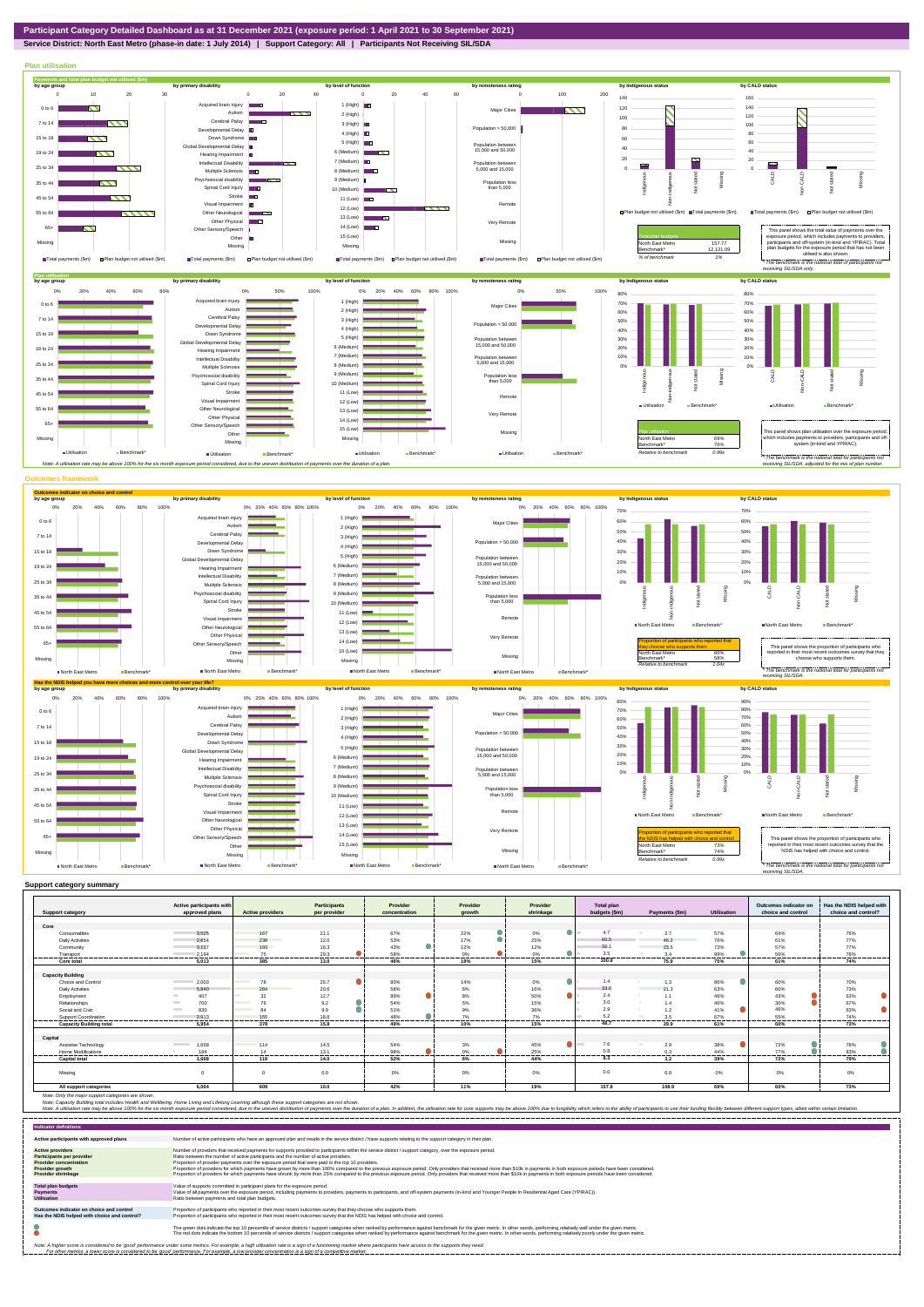# Participant Category Detailed Dashboard as at 31 December 2021 (exposure period: 1 April 2021 to 30 September 2021)

**Service District: North East Metro (phase-in date: 1 July 2014) | Support Category: All | Participants Not Receiving SIL/SDA**

## Plan utilisation

**Payments and total plan budget not utilised ($m)**

by age group: 0 to 6, 7 to 14, 15 to 18, 19 to 24, 25 to 34, 35 to 44, 45 to 54, 55 to 64, 65+, Missing

by primary disability: Acquired brain injury, Autism, Cerebral Palsy, Developmental Delay, Down Syndrome, Global Developmental Delay, Hearing Impairment, Intellectual Disability, Multiple Sclerosis, Psychosocial disability, Spinal Cord Injury, Stroke, Visual Impairment, Other Neurological, Other Physical, Other Sensory/Speech, Other, Missing

by level of function: 1 (High) to 15 (Low), Missing

by remoteness rating: Major Cities, Population > 50,000, Population between 15,000 and 50,000, Population between 5,000 and 15,000, Population less than 5,000, Remote, Very Remote, Missing

by Indigenous status: Indigenous, Non-indigenous, Not stated, Missing

by CALD status: CALD, Non-CALD, Not stated, Missing

Total plan budgets
North East Metro 157.77
Benchmark* 12,121.09
% of benchmark 1%

This panel shows the total value of payments over the exposure period, which includes payments to providers, participants and off-system (in-kind and YPIRAC). Total plan budgets for the exposure period that has not been utilised is also shown.

*The benchmark is the national total for participants not receiving SIL/SDA only.

**Plan utilisation**

Total utilisation
North East Metro 69%
Benchmark* 70%
Relative to benchmark 0.99x

This panel shows plan utilisation over the exposure period, which includes payments to providers, participants and off-system (in-kind and YPIRAC).

*The benchmark is the national total for participants not receiving SIL/SDA, adjusted for the mix of plan number.

Note: A utilisation rate may be above 100% for the six month exposure period considered, due to the uneven distribution of payments over the duration of a plan.

## Outcomes framework

**Outcomes indicator on choice and control**

Proportion of participants who reported that they choose who supports them
North East Metro 60%
Benchmark* 58%
Relative to benchmark 1.04x

This panel shows the proportion of participants who reported in their most recent outcomes survey that they choose who supports them.

*The benchmark is the national total for participants not receiving SIL/SDA.

**Has the NDIS helped you have more choices and more control over your life?**

Proportion of participants who reported that the NDIS has helped with choice and control
North East Metro 73%
Benchmark* 74%
Relative to benchmark 0.99x

This panel shows the proportion of participants who reported in their most recent outcomes survey that the NDIS has helped with choice and control.

*The benchmark is the national total for participants not receiving SIL/SDA.

## Support category summary

| Support category | Active participants with approved plans | Active providers | Participants per provider | Provider concentration | Provider growth | Provider shrinkage | Total plan budgets ($m) | Payments ($m) | Utilisation | Outcomes indicator on choice and control | Has the NDIS helped with choice and control? |
|---|---|---|---|---|---|---|---|---|---|---|---|
| **Core** | | | | | | | | | | | |
| Consumables | 3,525 | 167 | 21.1 | 67% | 22% | 0% | 4.7 | 2.7 | 57% | 64% | 76% |
| Daily Activities | 2,854 | 238 | 12.0 | 53% | 17% | 25% | 60.5 | 46.2 | 76% | 61% | 77% |
| Community | 3,137 | 193 | 16.3 | 43% | 12% | 12% | 32.1 | 23.5 | 73% | 57% | 75% |
| Transport | 2,194 | 75 | 29.3 | 58% | 0% | 0% | 3.5 | 3.4 | 99% | 56% | 78% |
| **Core total** | **5,013** | **385** | **13.0** | **46%** | **18%** | **15%** | **100.8** | **75.9** | **75%** | **61%** | **74%** |
| **Capacity Building** | | | | | | | | | | | |
| Choice and Control | 2,003 | 78 | 25.7 | 80% | 14% | 0% | 1.4 | 1.3 | 96% | 60% | 70% |
| Daily Activities | 5,840 | 284 | 20.6 | 58% | 6% | 16% | 33.6 | 21.3 | 63% | 60% | 73% |
| Employment | 407 | 32 | 12.7 | 89% | 8% | 50% | 2.4 | 1.1 | 46% | 43% | 63% |
| Relationships | 700 | 76 | 9.2 | 54% | 5% | 15% | 3.0 | 1.4 | 46% | 30% | 67% |
| Social and Civic | 830 | 84 | 9.9 | 51% | 0% | 36% | 2.9 | 1.2 | 41% | 46% | 63% |
| Support Coordination | 2,913 | 155 | 18.8 | 48% | 7% | 7% | 5.2 | 3.5 | 67% | 55% | 74% |
| **Capacity Building total** | **5,954** | **378** | **15.8** | **49%** | **10%** | **15%** | **48.7** | **29.9** | **61%** | **60%** | **73%** |
| **Capital** | | | | | | | | | | | |
| Assistive Technology | 1,658 | 114 | 14.5 | 54% | 3% | 45% | 7.6 | 2.9 | 38% | 72% | 78% |
| Home Modifications | 184 | 14 | 13.1 | 98% | 0% | 25% | 0.8 | 0.3 | 44% | 77% | 83% |
| **Capital total** | **1,648** | **119** | **14.0** | **52%** | **6%** | **44%** | **8.3** | **3.2** | **39%** | **72%** | **79%** |
| Missing | 0 | 0 | 0.0 | 0% | 0% | 0% | 0.0 | 0.0 | 0% | 0% | 0% |
| **All support categories** | **6,064** | **609** | **10.0** | **42%** | **11%** | **19%** | **157.8** | **108.9** | **69%** | **60%** | **73%** |

Note: Only the major support categories are shown.
Note: Capacity Building total includes Health and Wellbeing, Home Living and Lifelong Learning although these support categories are not shown.
Note: A utilisation rate may be above 100% for the six month exposure period considered, due to the uneven distribution of payments over the duration of a plan. In addition, the utilisation rate for core supports may be above 100% due to fungibility which refers to the ability of participants to use their funding flexibly between different support types, albeit within certain limitation.

## Indicator definitions

**Active participants with approved plans** — Number of active participants who have an approved plan and reside in the service district / have supports relating to the support category in their plan.

**Active providers** — Number of providers that received payments for supports provided to participants within the service district / support category, over the exposure period.
**Participants per provider** — Ratio between the number of active participants and the number of active providers.
**Provider concentration** — Proportion of provider payments over the exposure period that were paid to the top 10 providers.
**Provider growth** — Proportion of providers for which payments have grown by more than 100% compared to the previous exposure period. Only providers that received more than $10k in payments in both exposure periods have been considered.
**Provider shrinkage** — Proportion of providers for which payments have shrunk by more than 25% compared to the previous exposure period. Only providers that received more than $10k in payments in both exposure periods have been considered.

**Total plan budgets** — Value of supports committed in participant plans for the exposure period.
**Payments** — Value of all payments over the exposure period, including payments to providers, payments to participants, and off-system payments (in-kind and Younger People In Residential Aged Care (YPIRAC)).
**Utilisation** — Ratio between payments and total plan budgets.

**Outcomes indicator on choice and control** — Proportion of participants who reported in their most recent outcomes survey that they choose who supports them.
**Has the NDIS helped with choice and control?** — Proportion of participants who reported in their most recent outcomes survey that the NDIS has helped with choice and control.

The green dots indicate the top 10 percentile of service districts / support categories when ranked by performance against benchmark for the given metric. In other words, performing relatively well under the given metric.
The red dots indicate the bottom 10 percentile of service districts / support categories when ranked by performance against benchmark for the given metric. In other words, performing relatively poorly under the given metric.

Note: A higher score is considered to be 'good' performance under some metrics. For example, a high utilisation rate is a sign of a functioning market where participants have access to the supports they need.
For other metrics, a lower score is considered to be 'good' performance. For example, a low provider concentration is a sign of a competitive market.